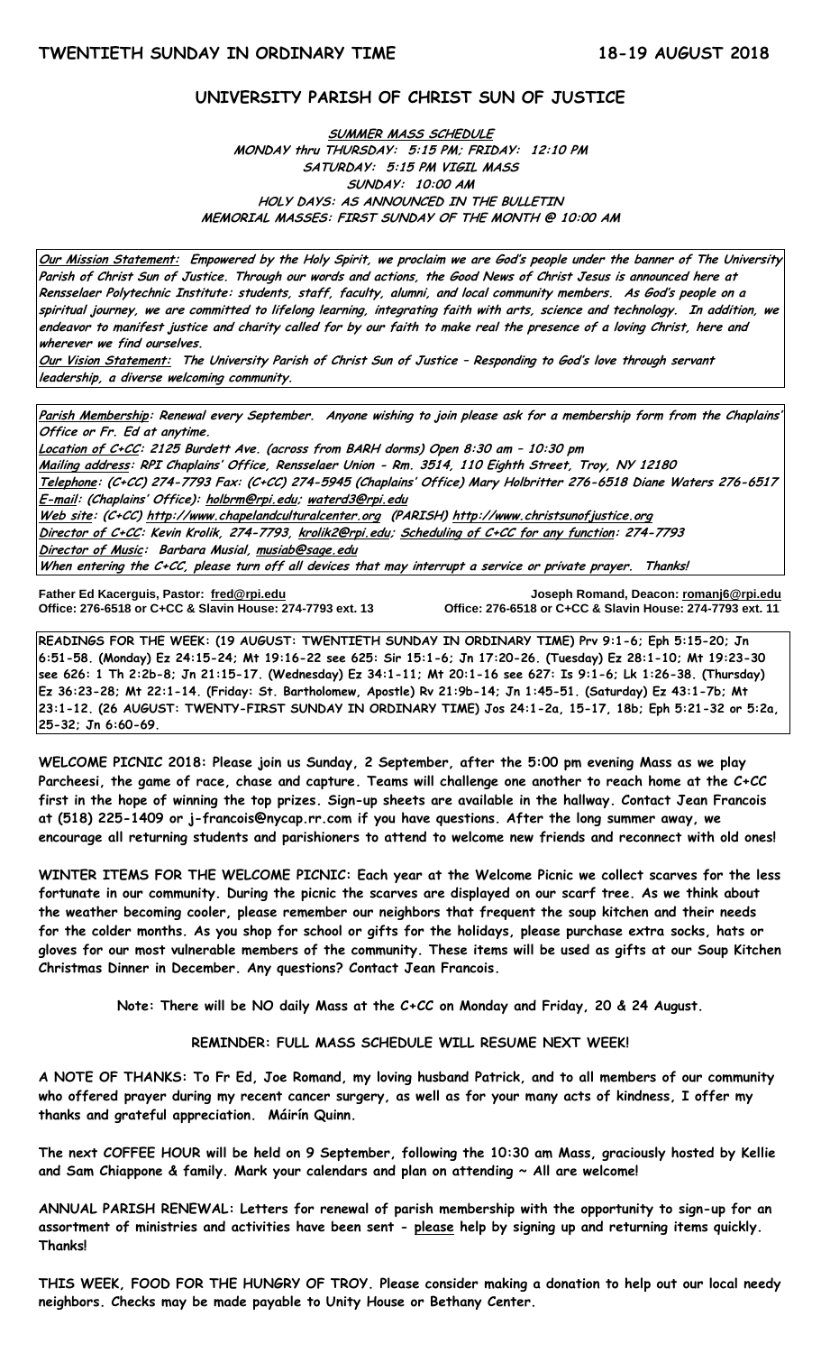**TWENTIETH SUNDAY IN ORDINARY TIME** **18-19 AUGUST 2018**

# UNIVERSITY PARISH OF CHRIST SUN OF JUSTICE

**SUMMER MASS SCHEDULE**
**MONDAY thru THURSDAY: 5:15 PM; FRIDAY: 12:10 PM**
**SATURDAY: 5:15 PM VIGIL MASS**
**SUNDAY: 10:00 AM**
**HOLY DAYS: AS ANNOUNCED IN THE BULLETIN**
**MEMORIAL MASSES: FIRST SUNDAY OF THE MONTH @ 10:00 AM**

**Our Mission Statement: Empowered by the Holy Spirit, we proclaim we are God's people under the banner of The University Parish of Christ Sun of Justice. Through our words and actions, the Good News of Christ Jesus is announced here at Rensselaer Polytechnic Institute: students, staff, faculty, alumni, and local community members. As God's people on a spiritual journey, we are committed to lifelong learning, integrating faith with arts, science and technology. In addition, we endeavor to manifest justice and charity called for by our faith to make real the presence of a loving Christ, here and wherever we find ourselves.**
**Our Vision Statement: The University Parish of Christ Sun of Justice – Responding to God's love through servant leadership, a diverse welcoming community.**

**Parish Membership: Renewal every September. Anyone wishing to join please ask for a membership form from the Chaplains' Office or Fr. Ed at anytime.**
**Location of C+CC: 2125 Burdett Ave. (across from BARH dorms) Open 8:30 am – 10:30 pm**
**Mailing address: RPI Chaplains' Office, Rensselaer Union - Rm. 3514, 110 Eighth Street, Troy, NY 12180**
**Telephone: (C+CC) 274-7793 Fax: (C+CC) 274-5945 (Chaplains' Office) Mary Holbritter 276-6518 Diane Waters 276-6517**
**E-mail: (Chaplains' Office): holbrm@rpi.edu; waterd3@rpi.edu**
**Web site: (C+CC) http://www.chapelandculturalcenter.org (PARISH) http://www.christsunofjustice.org**
**Director of C+CC: Kevin Krolik, 274-7793, krolik2@rpi.edu; Scheduling of C+CC for any function: 274-7793**
**Director of Music: Barbara Musial, musiab@sage.edu**
**When entering the C+CC, please turn off all devices that may interrupt a service or private prayer. Thanks!**

**Father Ed Kacerguis, Pastor: fred@rpi.edu**
**Office: 276-6518 or C+CC & Slavin House: 274-7793 ext. 13**

**Joseph Romand, Deacon: romanj6@rpi.edu**
**Office: 276-6518 or C+CC & Slavin House: 274-7793 ext. 11**

**READINGS FOR THE WEEK: (19 AUGUST: TWENTIETH SUNDAY IN ORDINARY TIME) Prv 9:1-6; Eph 5:15-20; Jn 6:51-58. (Monday) Ez 24:15-24; Mt 19:16-22 see 625: Sir 15:1-6; Jn 17:20-26. (Tuesday) Ez 28:1-10; Mt 19:23-30 see 626: 1 Th 2:2b-8; Jn 21:15-17. (Wednesday) Ez 34:1-11; Mt 20:1-16 see 627: Is 9:1-6; Lk 1:26-38. (Thursday) Ez 36:23-28; Mt 22:1-14. (Friday: St. Bartholomew, Apostle) Rv 21:9b-14; Jn 1:45-51. (Saturday) Ez 43:1-7b; Mt 23:1-12. (26 AUGUST: TWENTY-FIRST SUNDAY IN ORDINARY TIME) Jos 24:1-2a, 15-17, 18b; Eph 5:21-32 or 5:2a, 25-32; Jn 6:60-69.**

**WELCOME PICNIC 2018: Please join us Sunday, 2 September, after the 5:00 pm evening Mass as we play Parcheesi, the game of race, chase and capture. Teams will challenge one another to reach home at the C+CC first in the hope of winning the top prizes. Sign-up sheets are available in the hallway. Contact Jean Francois at (518) 225-1409 or j-francois@nycap.rr.com if you have questions. After the long summer away, we encourage all returning students and parishioners to attend to welcome new friends and reconnect with old ones!**

**WINTER ITEMS FOR THE WELCOME PICNIC: Each year at the Welcome Picnic we collect scarves for the less fortunate in our community. During the picnic the scarves are displayed on our scarf tree. As we think about the weather becoming cooler, please remember our neighbors that frequent the soup kitchen and their needs for the colder months. As you shop for school or gifts for the holidays, please purchase extra socks, hats or gloves for our most vulnerable members of the community. These items will be used as gifts at our Soup Kitchen Christmas Dinner in December. Any questions? Contact Jean Francois.**

**Note: There will be NO daily Mass at the C+CC on Monday and Friday, 20 & 24 August.**

**REMINDER: FULL MASS SCHEDULE WILL RESUME NEXT WEEK!**

**A NOTE OF THANKS: To Fr Ed, Joe Romand, my loving husband Patrick, and to all members of our community who offered prayer during my recent cancer surgery, as well as for your many acts of kindness, I offer my thanks and grateful appreciation. Máirín Quinn.**

**The next COFFEE HOUR will be held on 9 September, following the 10:30 am Mass, graciously hosted by Kellie and Sam Chiappone & family. Mark your calendars and plan on attending ~ All are welcome!**

**ANNUAL PARISH RENEWAL: Letters for renewal of parish membership with the opportunity to sign-up for an assortment of ministries and activities have been sent - please help by signing up and returning items quickly. Thanks!**

**THIS WEEK, FOOD FOR THE HUNGRY OF TROY. Please consider making a donation to help out our local needy neighbors. Checks may be made payable to Unity House or Bethany Center.**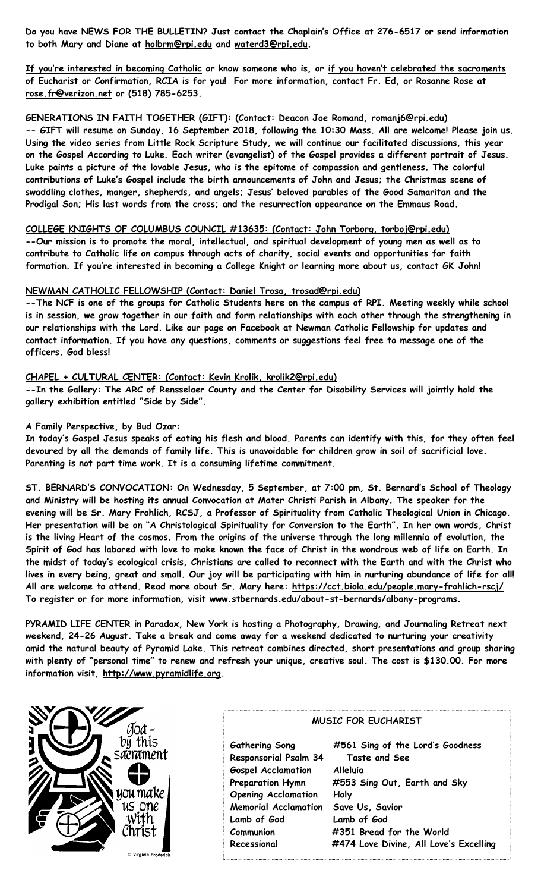**Do you have NEWS FOR THE BULLETIN? Just contact the Chaplain's Office at 276-6517 or send information to both Mary and Diane at holbrm@rpi.edu and waterd3@rpi.edu.**

**If you're interested in becoming Catholic or know someone who is, or if you haven't celebrated the sacraments of Eucharist or Confirmation, RCIA is for you! For more information, contact Fr. Ed, or Rosanne Rose at rose.fr@verizon.net or (518) 785-6253.**

**GENERATIONS IN FAITH TOGETHER (GIFT): (Contact: Deacon Joe Romand, romanj6@rpi.edu)**

**-- GIFT will resume on Sunday, 16 September 2018, following the 10:30 Mass. All are welcome! Please join us. Using the video series from Little Rock Scripture Study, we will continue our facilitated discussions, this year on the Gospel According to Luke. Each writer (evangelist) of the Gospel provides a different portrait of Jesus. Luke paints a picture of the lovable Jesus, who is the epitome of compassion and gentleness. The colorful contributions of Luke's Gospel include the birth announcements of John and Jesus; the Christmas scene of swaddling clothes, manger, shepherds, and angels; Jesus' beloved parables of the Good Samaritan and the Prodigal Son; His last words from the cross; and the resurrection appearance on the Emmaus Road.**

**COLLEGE KNIGHTS OF COLUMBUS COUNCIL #13635: (Contact: John Torborg, torboj@rpi.edu)**

**--Our mission is to promote the moral, intellectual, and spiritual development of young men as well as to contribute to Catholic life on campus through acts of charity, social events and opportunities for faith formation. If you're interested in becoming a College Knight or learning more about us, contact GK John!**

**NEWMAN CATHOLIC FELLOWSHIP (Contact: Daniel Trosa, trosad@rpi.edu)**

**--The NCF is one of the groups for Catholic Students here on the campus of RPI. Meeting weekly while school is in session, we grow together in our faith and form relationships with each other through the strengthening in our relationships with the Lord. Like our page on Facebook at Newman Catholic Fellowship for updates and contact information. If you have any questions, comments or suggestions feel free to message one of the officers. God bless!**

**CHAPEL + CULTURAL CENTER: (Contact: Kevin Krolik, krolik2@rpi.edu)**

**--In the Gallery: The ARC of Rensselaer County and the Center for Disability Services will jointly hold the gallery exhibition entitled "Side by Side".**

**A Family Perspective, by Bud Ozar:**

**In today's Gospel Jesus speaks of eating his flesh and blood. Parents can identify with this, for they often feel devoured by all the demands of family life. This is unavoidable for children grow in soil of sacrificial love. Parenting is not part time work. It is a consuming lifetime commitment.**

**ST. BERNARD'S CONVOCATION: On Wednesday, 5 September, at 7:00 pm, St. Bernard's School of Theology and Ministry will be hosting its annual Convocation at Mater Christi Parish in Albany. The speaker for the evening will be Sr. Mary Frohlich, RCSJ, a Professor of Spirituality from Catholic Theological Union in Chicago. Her presentation will be on "A Christological Spirituality for Conversion to the Earth". In her own words, Christ is the living Heart of the cosmos. From the origins of the universe through the long millennia of evolution, the Spirit of God has labored with love to make known the face of Christ in the wondrous web of life on Earth. In the midst of today's ecological crisis, Christians are called to reconnect with the Earth and with the Christ who lives in every being, great and small. Our joy will be participating with him in nurturing abundance of life for all! All are welcome to attend. Read more about Sr. Mary here: https://cct.biola.edu/people.mary-frohlich-rscj/ To register or for more information, visit www.stbernards.edu/about-st-bernards/albany-programs.**

**PYRAMID LIFE CENTER in Paradox, New York is hosting a Photography, Drawing, and Journaling Retreat next weekend, 24-26 August. Take a break and come away for a weekend dedicated to nurturing your creativity amid the natural beauty of Pyramid Lake. This retreat combines directed, short presentations and group sharing with plenty of "personal time" to renew and refresh your unique, creative soul. The cost is $130.00. For more information visit, http://www.pyramidlife.org.**

God - by this sacrament you make us one with Christ

© Virginia Broderick

**MUSIC FOR EUCHARIST**

| | |
|---|---|
| Gathering Song | #561 Sing of the Lord's Goodness |
| Responsorial Psalm 34 | Taste and See |
| Gospel Acclamation | Alleluia |
| Preparation Hymn | #553 Sing Out, Earth and Sky |
| Opening Acclamation | Holy |
| Memorial Acclamation | Save Us, Savior |
| Lamb of God | Lamb of God |
| Communion | #351 Bread for the World |
| Recessional | #474 Love Divine, All Love's Excelling |